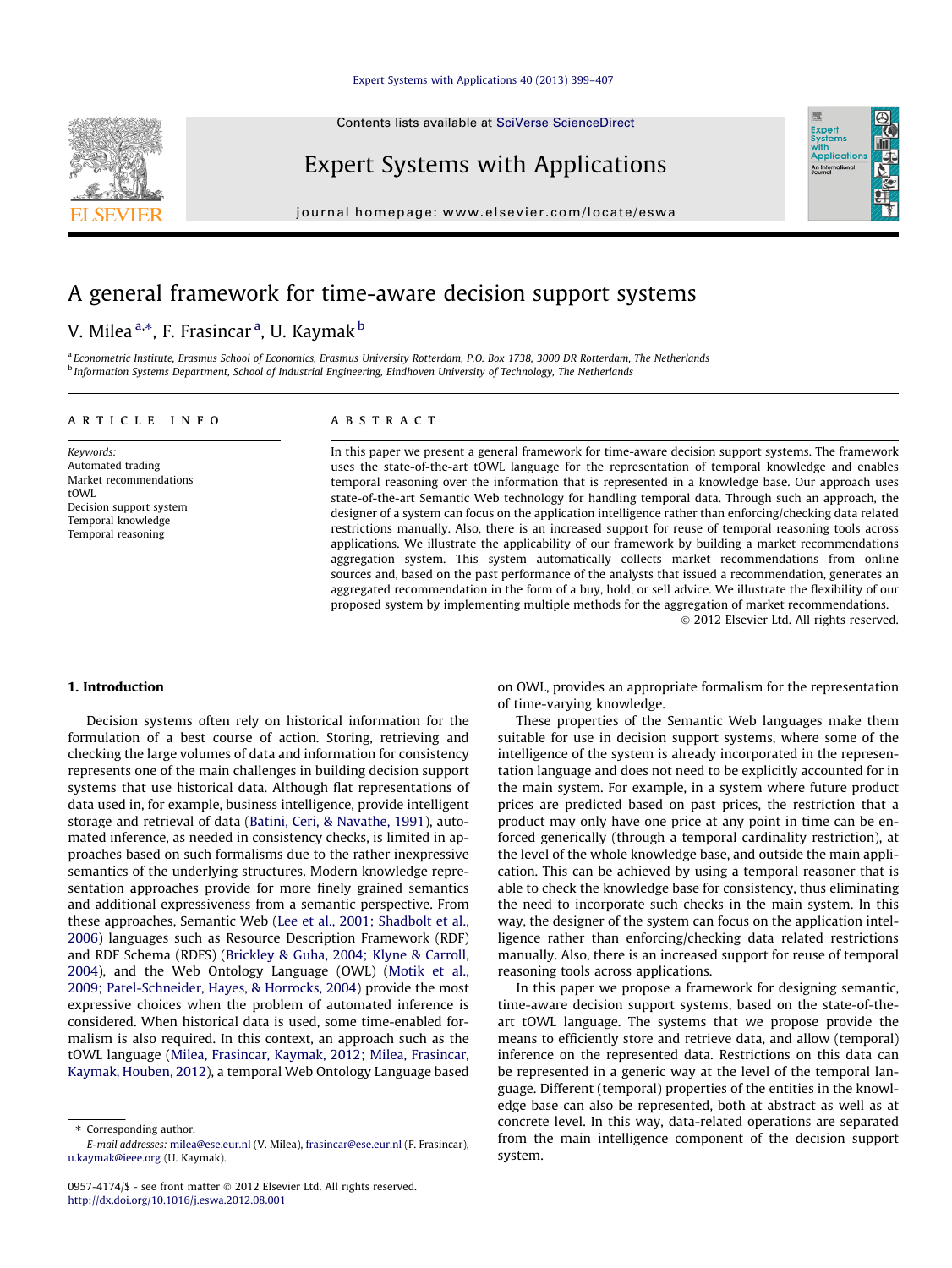# A general framework for time-aware decision support systems

V. Milea [a,*], F. Frasincar [a], U. Kaymak [b]

[a] Econometric Institute, Erasmus School of Economics, Erasmus University Rotterdam, P.O. Box 1738, 3000 DR Rotterdam, The Netherlands
[b] Information Systems Department, School of Industrial Engineering, Eindhoven University of Technology, The Netherlands

## ARTICLE INFO

*Keywords:*
Automated trading
Market recommendations
tOWL
Decision support system
Temporal knowledge
Temporal reasoning

## ABSTRACT

In this paper we present a general framework for time-aware decision support systems. The framework uses the state-of-the-art tOWL language for the representation of temporal knowledge and enables temporal reasoning over the information that is represented in a knowledge base. Our approach uses state-of-the-art Semantic Web technology for handling temporal data. Through such an approach, the designer of a system can focus on the application intelligence rather than enforcing/checking data related restrictions manually. Also, there is an increased support for reuse of temporal reasoning tools across applications. We illustrate the applicability of our framework by building a market recommendations aggregation system. This system automatically collects market recommendations from online sources and, based on the past performance of the analysts that issued a recommendation, generates an aggregated recommendation in the form of a buy, hold, or sell advice. We illustrate the flexibility of our proposed system by implementing multiple methods for the aggregation of market recommendations.

© 2012 Elsevier Ltd. All rights reserved.

## 1. Introduction

Decision systems often rely on historical information for the formulation of a best course of action. Storing, retrieving and checking the large volumes of data and information for consistency represents one of the main challenges in building decision support systems that use historical data. Although flat representations of data used in, for example, business intelligence, provide intelligent storage and retrieval of data (Batini, Ceri, & Navathe, 1991), automated inference, as needed in consistency checks, is limited in approaches based on such formalisms due to the rather inexpressive semantics of the underlying structures. Modern knowledge representation approaches provide for more finely grained semantics and additional expressiveness from a semantic perspective. From these approaches, Semantic Web (Lee et al., 2001; Shadbolt et al., 2006) languages such as Resource Description Framework (RDF) and RDF Schema (RDFS) (Brickley & Guha, 2004; Klyne & Carroll, 2004), and the Web Ontology Language (OWL) (Motik et al., 2009; Patel-Schneider, Hayes, & Horrocks, 2004) provide the most expressive choices when the problem of automated inference is considered. When historical data is used, some time-enabled formalism is also required. In this context, an approach such as the tOWL language (Milea, Frasincar, Kaymak, 2012; Milea, Frasincar, Kaymak, Houben, 2012), a temporal Web Ontology Language based on OWL, provides an appropriate formalism for the representation of time-varying knowledge.

These properties of the Semantic Web languages make them suitable for use in decision support systems, where some of the intelligence of the system is already incorporated in the representation language and does not need to be explicitly accounted for in the main system. For example, in a system where future product prices are predicted based on past prices, the restriction that a product may only have one price at any point in time can be enforced generically (through a temporal cardinality restriction), at the level of the whole knowledge base, and outside the main application. This can be achieved by using a temporal reasoner that is able to check the knowledge base for consistency, thus eliminating the need to incorporate such checks in the main system. In this way, the designer of the system can focus on the application intelligence rather than enforcing/checking data related restrictions manually. Also, there is an increased support for reuse of temporal reasoning tools across applications.

In this paper we propose a framework for designing semantic, time-aware decision support systems, based on the state-of-the-art tOWL language. The systems that we propose provide the means to efficiently store and retrieve data, and allow (temporal) inference on the represented data. Restrictions on this data can be represented in a generic way at the level of the temporal language. Different (temporal) properties of the entities in the knowledge base can also be represented, both at abstract as well as at concrete level. In this way, data-related operations are separated from the main intelligence component of the decision support system.

* Corresponding author.
*E-mail addresses:* milea@ese.eur.nl (V. Milea), frasincar@ese.eur.nl (F. Frasincar), u.kaymak@ieee.org (U. Kaymak).

0957-4174/$ - see front matter © 2012 Elsevier Ltd. All rights reserved.
http://dx.doi.org/10.1016/j.eswa.2012.08.001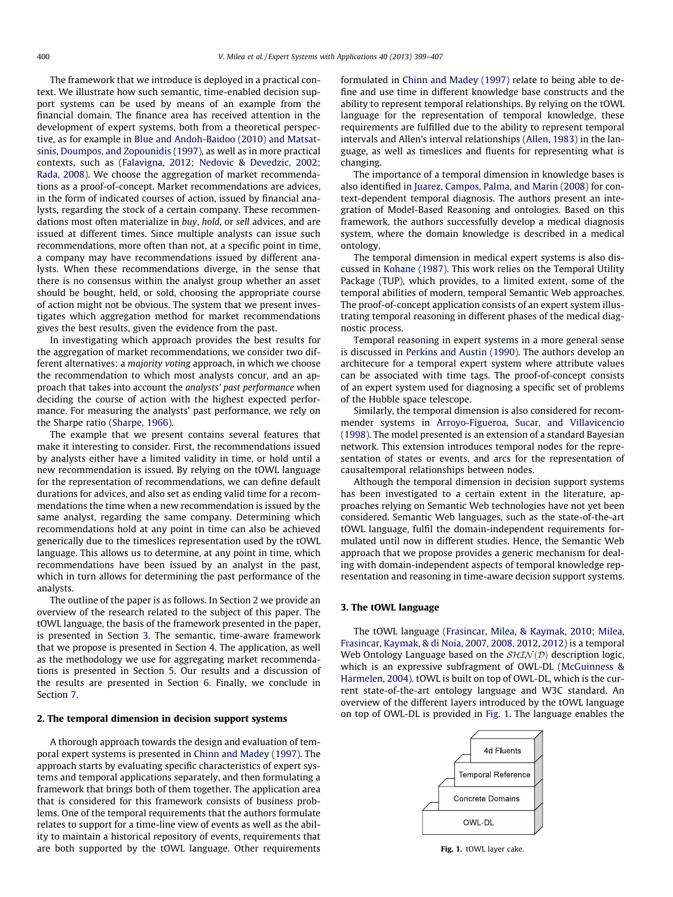The framework that we introduce is deployed in a practical context. We illustrate how such semantic, time-enabled decision support systems can be used by means of an example from the financial domain. The finance area has received attention in the development of expert systems, both from a theoretical perspective, as for example in Blue and Andoh-Baidoo (2010) and Matsatsinis, Doumpos, and Zopounidis (1997), as well as in more practical contexts, such as (Falavigna, 2012; Nedovic & Devedzic, 2002; Rada, 2008). We choose the aggregation of market recommendations as a proof-of-concept. Market recommendations are advices, in the form of indicated courses of action, issued by financial analysts, regarding the stock of a certain company. These recommendations most often materialize in *buy*, *hold*, or *sell* advices, and are issued at different times. Since multiple analysts can issue such recommendations, more often than not, at a specific point in time, a company may have recommendations issued by different analysts. When these recommendations diverge, in the sense that there is no consensus within the analyst group whether an asset should be bought, held, or sold, choosing the appropriate course of action might not be obvious. The system that we present investigates which aggregation method for market recommendations gives the best results, given the evidence from the past.

In investigating which approach provides the best results for the aggregation of market recommendations, we consider two different alternatives: a *majority voting* approach, in which we choose the recommendation to which most analysts concur, and an approach that takes into account the *analysts' past performance* when deciding the course of action with the highest expected performance. For measuring the analysts' past performance, we rely on the Sharpe ratio (Sharpe, 1966).

The example that we present contains several features that make it interesting to consider. First, the recommendations issued by analysts either have a limited validity in time, or hold until a new recommendation is issued. By relying on the tOWL language for the representation of recommendations, we can define default durations for advices, and also set as ending valid time for a recommendations the time when a new recommendation is issued by the same analyst, regarding the same company. Determining which recommendations hold at any point in time can also be achieved generically due to the timeslices representation used by the tOWL language. This allows us to determine, at any point in time, which recommendations have been issued by an analyst in the past, which in turn allows for determining the past performance of the analysts.

The outline of the paper is as follows. In Section 2 we provide an overview of the research related to the subject of this paper. The tOWL language, the basis of the framework presented in the paper, is presented in Section 3. The semantic, time-aware framework that we propose is presented in Section 4. The application, as well as the methodology we use for aggregating market recommendations is presented in Section 5. Our results and a discussion of the results are presented in Section 6. Finally, we conclude in Section 7.

## 2. The temporal dimension in decision support systems

A thorough approach towards the design and evaluation of temporal expert systems is presented in Chinn and Madey (1997). The approach starts by evaluating specific characteristics of expert systems and temporal applications separately, and then formulating a framework that brings both of them together. The application area that is considered for this framework consists of business problems. One of the temporal requirements that the authors formulate relates to support for a time-line view of events as well as the ability to maintain a historical repository of events, requirements that are both supported by the tOWL language. Other requirements formulated in Chinn and Madey (1997) relate to being able to define and use time in different knowledge base constructs and the ability to represent temporal relationships. By relying on the tOWL language for the representation of temporal knowledge, these requirements are fulfilled due to the ability to represent temporal intervals and Allen's interval relationships (Allen, 1983) in the language, as well as timeslices and fluents for representing what is changing.

The importance of a temporal dimension in knowledge bases is also identified in Juarez, Campos, Palma, and Marin (2008) for context-dependent temporal diagnosis. The authors present an integration of Model-Based Reasoning and ontologies. Based on this framework, the authors successfully develop a medical diagnosis system, where the domain knowledge is described in a medical ontology.

The temporal dimension in medical expert systems is also discussed in Kohane (1987). This work relies on the Temporal Utility Package (TUP), which provides, to a limited extent, some of the temporal abilities of modern, temporal Semantic Web approaches. The proof-of-concept application consists of an expert system illustrating temporal reasoning in different phases of the medical diagnostic process.

Temporal reasoning in expert systems in a more general sense is discussed in Perkins and Austin (1990). The authors develop an architecure for a temporal expert system where attribute values can be associated with time tags. The proof-of-concept consists of an expert system used for diagnosing a specific set of problems of the Hubble space telescope.

Similarly, the temporal dimension is also considered for recommender systems in Arroyo-Figueroa, Sucar, and Villavicencio (1998). The model presented is an extension of a standard Bayesian network. This extension introduces temporal nodes for the representation of states or events, and arcs for the representation of causaltemporal relationships between nodes.

Although the temporal dimension in decision support systems has been investigated to a certain extent in the literature, approaches relying on Semantic Web technologies have not yet been considered. Semantic Web languages, such as the state-of-the-art tOWL language, fulfil the domain-independent requirements formulated until now in different studies. Hence, the Semantic Web approach that we propose provides a generic mechanism for dealing with domain-independent aspects of temporal knowledge representation and reasoning in time-aware decision support systems.

## 3. The tOWL language

The tOWL language (Frasincar, Milea, & Kaymak, 2010; Milea, Frasincar, Kaymak, & di Noia, 2007, 2008, 2012, 2012) is a temporal Web Ontology Language based on the $\mathcal{SHIN}(\mathcal{D})$ description logic, which is an expressive subfragment of OWL-DL (McGuinness & Harmelen, 2004). tOWL is built on top of OWL-DL, which is the current state-of-the-art ontology language and W3C standard. An overview of the different layers introduced by the tOWL language on top of OWL-DL is provided in Fig. 1. The language enables the

| 4d Fluents |
| --- |
| Temporal Reference |
| Concrete Domains |
| OWL-DL |

Fig. 1. tOWL layer cake.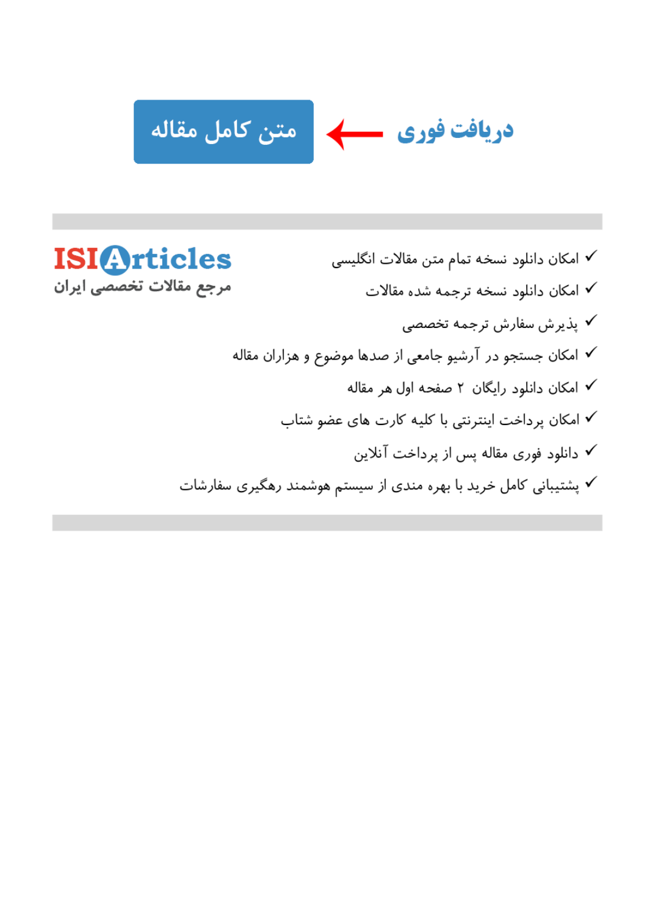دریافت فوری ← **متن کامل مقاله**

**ISIArticles**
مرجع مقالات تخصصی ایران

- ✓ امکان دانلود نسخه تمام متن مقالات انگلیسی
- ✓ امکان دانلود نسخه ترجمه شده مقالات
- ✓ پذیرش سفارش ترجمه تخصصی
- ✓ امکان جستجو در آرشیو جامعی از صدها موضوع و هزاران مقاله
- ✓ امکان دانلود رایگان ۲ صفحه اول هر مقاله
- ✓ امکان پرداخت اینترنتی با کلیه کارت های عضو شتاب
- ✓ دانلود فوری مقاله پس از پرداخت آنلاین
- ✓ پشتیبانی کامل خرید با بهره مندی از سیستم هوشمند رهگیری سفارشات